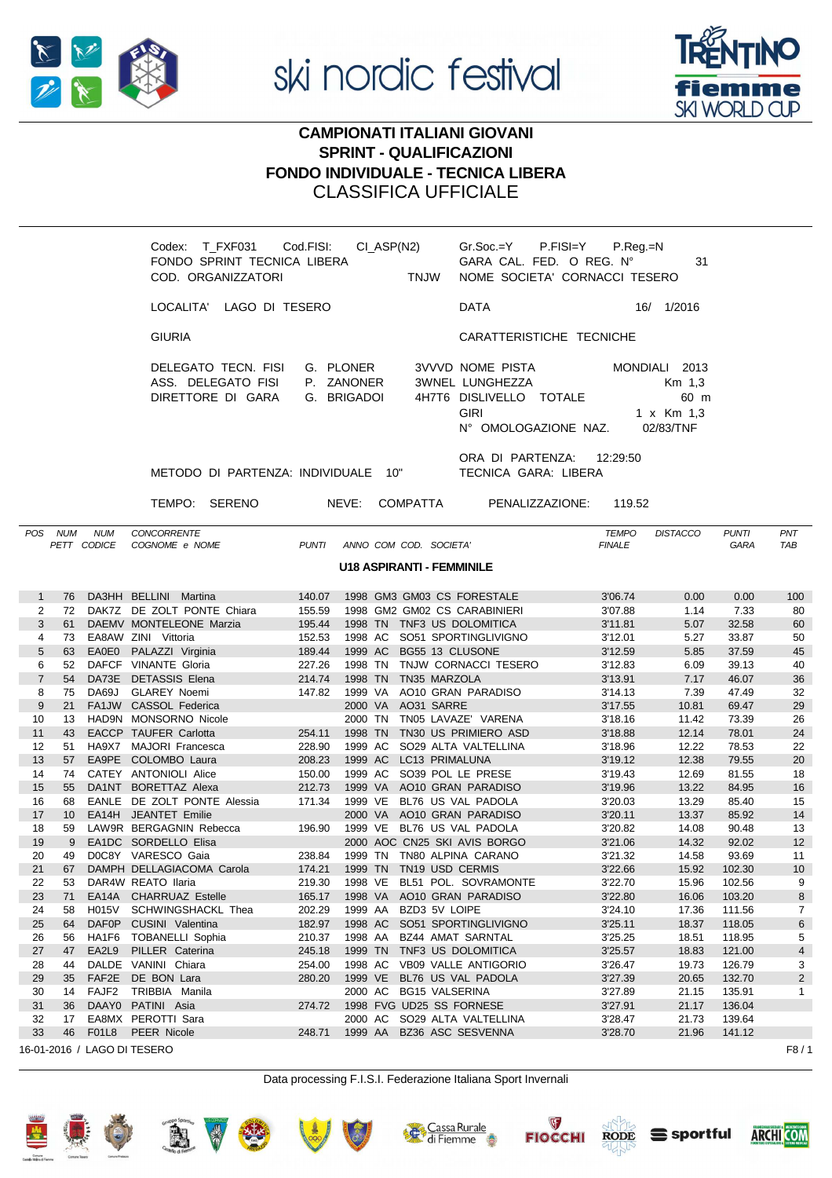ski nordic festival

# CAMPIONATI ITALIANI GIOVANI
## SPRINT - QUALIFICAZIONI
## FONDO INDIVIDUALE - TECNICA LIBERA
## CLASSIFICA UFFICIALE

Codex: T_FXF031 Cod.FISI: CI_ASP(N2) Gr.Soc.=Y P.FISI=Y P.Reg.=N
FONDO SPRINT TECNICA LIBERA GARA CAL. FED. O REG. N° 31
COD. ORGANIZZATORI TNJW NOME SOCIETA' CORNACCI TESERO

LOCALITA' LAGO DI TESERO DATA 16/ 1/2016

GIURIA CARATTERISTICHE TECNICHE

DELEGATO TECN. FISI G. PLONER 3VVVD NOME PISTA MONDIALI 2013
ASS. DELEGATO FISI P. ZANONER 3WNEL LUNGHEZZA Km 1,3
DIRETTORE DI GARA G. BRIGADOI 4H7T6 DISLIVELLO TOTALE 60 m
GIRI 1 x Km 1,3
N° OMOLOGAZIONE NAZ. 02/83/TNF

ORA DI PARTENZA: 12:29:50
METODO DI PARTENZA: INDIVIDUALE 10" TECNICA GARA: LIBERA

TEMPO: SERENO NEVE: COMPATTA PENALIZZAZIONE: 119.52

### U18 ASPIRANTI - FEMMINILE

| POS | NUM PETT | NUM CODICE | CONCORRENTE COGNOME e NOME | PUNTI | ANNO | COM | COD. | SOCIETA' | TEMPO FINALE | DISTACCO | PUNTI GARA | PNT TAB |
|---|---|---|---|---|---|---|---|---|---|---|---|---|
| 1 | 76 | DA3HH | BELLINI Martina | 140.07 | 1998 | GM3 | GM03 | CS FORESTALE | 3'06.74 | 0.00 | 0.00 | 100 |
| 2 | 72 | DAK7Z | DE ZOLT PONTE Chiara | 155.59 | 1998 | GM2 | GM02 | CS CARABINIERI | 3'07.88 | 1.14 | 7.33 | 80 |
| 3 | 61 | DAEMV | MONTELEONE Marzia | 195.44 | 1998 | TN | TNF3 | US DOLOMITICA | 3'11.81 | 5.07 | 32.58 | 60 |
| 4 | 73 | EA8AW | ZINI Vittoria | 152.53 | 1998 | AC | SO51 | SPORTINGLIVIGNO | 3'12.01 | 5.27 | 33.87 | 50 |
| 5 | 63 | EA0E0 | PALAZZI Virginia | 189.44 | 1999 | AC | BG55 | 13 CLUSONE | 3'12.59 | 5.85 | 37.59 | 45 |
| 6 | 52 | DAFCF | VINANTE Gloria | 227.26 | 1998 | TN | TNJW | CORNACCI TESERO | 3'12.83 | 6.09 | 39.13 | 40 |
| 7 | 54 | DA73E | DETASSIS Elena | 214.74 | 1998 | TN | TN35 | MARZOLA | 3'13.91 | 7.17 | 46.07 | 36 |
| 8 | 75 | DA69J | GLAREY Noemi | 147.82 | 1999 | VA | AO10 | GRAN PARADISO | 3'14.13 | 7.39 | 47.49 | 32 |
| 9 | 21 | FA1JW | CASSOL Federica | | 2000 | VA | AO31 | SARRE | 3'17.55 | 10.81 | 69.47 | 29 |
| 10 | 13 | HAD9N | MONSORNO Nicole | | 2000 | TN | TN05 | LAVAZE' VARENA | 3'18.16 | 11.42 | 73.39 | 26 |
| 11 | 43 | EACCP | TAUFER Carlotta | 254.11 | 1998 | TN | TN30 | US PRIMIERO ASD | 3'18.88 | 12.14 | 78.01 | 24 |
| 12 | 51 | HA9X7 | MAJORI Francesca | 228.90 | 1999 | AC | SO29 | ALTA VALTELLINA | 3'18.96 | 12.22 | 78.53 | 22 |
| 13 | 57 | EA9PE | COLOMBO Laura | 208.23 | 1999 | AC | LC13 | PRIMALUNA | 3'19.12 | 12.38 | 79.55 | 20 |
| 14 | 74 | CATEY | ANTONIOLI Alice | 150.00 | 1999 | AC | SO39 | POL LE PRESE | 3'19.43 | 12.69 | 81.55 | 18 |
| 15 | 55 | DA1NT | BORETTAZ Alexa | 212.73 | 1999 | VA | AO10 | GRAN PARADISO | 3'19.96 | 13.22 | 84.95 | 16 |
| 16 | 68 | EANLE | DE ZOLT PONTE Alessia | 171.34 | 1999 | VE | BL76 | US VAL PADOLA | 3'20.03 | 13.29 | 85.40 | 15 |
| 17 | 10 | EA14H | JEANTET Emilie | | 2000 | VA | AO10 | GRAN PARADISO | 3'20.11 | 13.37 | 85.92 | 14 |
| 18 | 59 | LAW9R | BERGAGNIN Rebecca | 196.90 | 1999 | VE | BL76 | US VAL PADOLA | 3'20.82 | 14.08 | 90.48 | 13 |
| 19 | 9 | EA1DC | SORDELLO Elisa | | 2000 | AOC | CN25 | SKI AVIS BORGO | 3'21.06 | 14.32 | 92.02 | 12 |
| 20 | 49 | D0C8Y | VARESCO Gaia | 238.84 | 1999 | TN | TN80 | ALPINA CARANO | 3'21.32 | 14.58 | 93.69 | 11 |
| 21 | 67 | DAMPH | DELLAGIACOMA Carola | 174.21 | 1999 | TN | TN19 | USD CERMIS | 3'22.66 | 15.92 | 102.30 | 10 |
| 22 | 53 | DAR4W | REATO Ilaria | 219.30 | 1998 | VE | BL51 | POL. SOVRAMONTE | 3'22.70 | 15.96 | 102.56 | 9 |
| 23 | 71 | EA14A | CHARRUAZ Estelle | 165.17 | 1998 | VA | AO10 | GRAN PARADISO | 3'22.80 | 16.06 | 103.20 | 8 |
| 24 | 58 | H015V | SCHWINGSHACKL Thea | 202.29 | 1999 | AA | BZD3 | 5V LOIPE | 3'24.10 | 17.36 | 111.56 | 7 |
| 25 | 64 | DAF0P | CUSINI Valentina | 182.97 | 1998 | AC | SO51 | SPORTINGLIVIGNO | 3'25.11 | 18.37 | 118.05 | 6 |
| 26 | 56 | HA1F6 | TOBANELLI Sophia | 210.37 | 1998 | AA | BZ44 | AMAT SARNTAL | 3'25.25 | 18.51 | 118.95 | 5 |
| 27 | 47 | EA2L9 | PILLER Caterina | 245.18 | 1999 | TN | TNF3 | US DOLOMITICA | 3'25.57 | 18.83 | 121.00 | 4 |
| 28 | 44 | DALDE | VANINI Chiara | 254.00 | 1998 | AC | VB09 | VALLE ANTIGORIO | 3'26.47 | 19.73 | 126.79 | 3 |
| 29 | 35 | FAF2E | DE BON Lara | 280.20 | 1999 | VE | BL76 | US VAL PADOLA | 3'27.39 | 20.65 | 132.70 | 2 |
| 30 | 14 | FAJF2 | TRIBBIA Manila | | 2000 | AC | BG15 | VALSERINA | 3'27.89 | 21.15 | 135.91 | 1 |
| 31 | 36 | DAAY0 | PATINI Asia | 274.72 | 1998 | FVG | UD25 | SS FORNESE | 3'27.91 | 21.17 | 136.04 | |
| 32 | 17 | EA8MX | PEROTTI Sara | | 2000 | AC | SO29 | ALTA VALTELLINA | 3'28.47 | 21.73 | 139.64 | |
| 33 | 46 | F01L8 | PEER Nicole | 248.71 | 1999 | AA | BZ36 | ASC SESVENNA | 3'28.70 | 21.96 | 141.12 | |

16-01-2016 / LAGO DI TESERO

Data processing F.I.S.I. Federazione Italiana Sport Invernali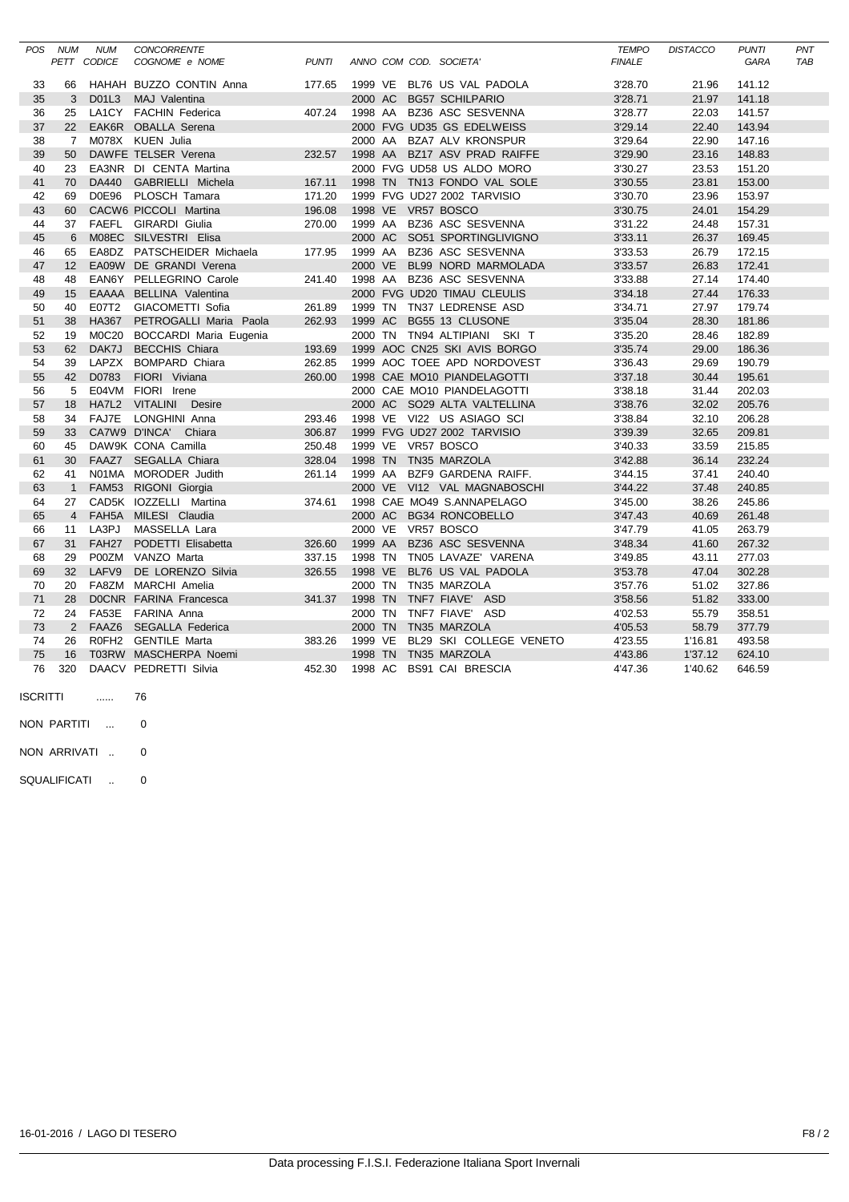| POS | NUM PETT | NUM CODICE | CONCORRENTE COGNOME e NOME | PUNTI | ANNO | COM | COD. SOCIETA' | TEMPO FINALE | DISTACCO | PUNTI GARA | PNT TAB |
|---|---|---|---|---|---|---|---|---|---|---|---|
| 33 | 66 | HAHAH | BUZZO CONTIN Anna | 177.65 | 1999 | VE | BL76 US VAL PADOLA | 3'28.70 | 21.96 | 141.12 | |
| 35 | 3 | D01L3 | MAJ Valentina | | 2000 | AC | BG57 SCHILPARIO | 3'28.71 | 21.97 | 141.18 | |
| 36 | 25 | LA1CY | FACHIN Federica | 407.24 | 1998 | AA | BZ36 ASC SESVENNA | 3'28.77 | 22.03 | 141.57 | |
| 37 | 22 | EAK6R | OBALLA Serena | | 2000 | FVG | UD35 GS EDELWEISS | 3'29.14 | 22.40 | 143.94 | |
| 38 | 7 | M078X | KUEN Julia | | 2000 | AA | BZA7 ALV KRONSPUR | 3'29.64 | 22.90 | 147.16 | |
| 39 | 50 | DAWFE | TELSER Verena | 232.57 | 1998 | AA | BZ17 ASV PRAD RAIFFE | 3'29.90 | 23.16 | 148.83 | |
| 40 | 23 | EA3NR | DI CENTA Martina | | 2000 | FVG | UD58 US ALDO MORO | 3'30.27 | 23.53 | 151.20 | |
| 41 | 70 | DA440 | GABRIELLI Michela | 167.11 | 1998 | TN | TN13 FONDO VAL SOLE | 3'30.55 | 23.81 | 153.00 | |
| 42 | 69 | D0E96 | PLOSCH Tamara | 171.20 | 1999 | FVG | UD27 2002 TARVISIO | 3'30.70 | 23.96 | 153.97 | |
| 43 | 60 | CACW6 | PICCOLI Martina | 196.08 | 1998 | VE | VR57 BOSCO | 3'30.75 | 24.01 | 154.29 | |
| 44 | 37 | FAEFL | GIRARDI Giulia | 270.00 | 1999 | AA | BZ36 ASC SESVENNA | 3'31.22 | 24.48 | 157.31 | |
| 45 | 6 | M08EC | SILVESTRI Elisa | | 2000 | AC | SO51 SPORTINGLIVIGNO | 3'33.11 | 26.37 | 169.45 | |
| 46 | 65 | EA8DZ | PATSCHEIDER Michaela | 177.95 | 1999 | AA | BZ36 ASC SESVENNA | 3'33.53 | 26.79 | 172.15 | |
| 47 | 12 | EA09W | DE GRANDI Verena | | 2000 | VE | BL99 NORD MARMOLADA | 3'33.57 | 26.83 | 172.41 | |
| 48 | 48 | EAN6Y | PELLEGRINO Carole | 241.40 | 1998 | AA | BZ36 ASC SESVENNA | 3'33.88 | 27.14 | 174.40 | |
| 49 | 15 | EAAAA | BELLINA Valentina | | 2000 | FVG | UD20 TIMAU CLEULIS | 3'34.18 | 27.44 | 176.33 | |
| 50 | 40 | E07T2 | GIACOMETTI Sofia | 261.89 | 1999 | TN | TN37 LEDRENSE ASD | 3'34.71 | 27.97 | 179.74 | |
| 51 | 38 | HA367 | PETROGALLI Maria Paola | 262.93 | 1999 | AC | BG55 13 CLUSONE | 3'35.04 | 28.30 | 181.86 | |
| 52 | 19 | M0C20 | BOCCARDI Maria Eugenia | | 2000 | TN | TN94 ALTIPIANI SKI T | 3'35.20 | 28.46 | 182.89 | |
| 53 | 62 | DAK7J | BECCHIS Chiara | 193.69 | 1999 | AOC | CN25 SKI AVIS BORGO | 3'35.74 | 29.00 | 186.36 | |
| 54 | 39 | LAPZX | BOMPARD Chiara | 262.85 | 1999 | AOC | TOEE APD NORDOVEST | 3'36.43 | 29.69 | 190.79 | |
| 55 | 42 | D0783 | FIORI Viviana | 260.00 | 1998 | CAE | MO10 PIANDELAGOTTI | 3'37.18 | 30.44 | 195.61 | |
| 56 | 5 | E04VM | FIORI Irene | | 2000 | CAE | MO10 PIANDELAGOTTI | 3'38.18 | 31.44 | 202.03 | |
| 57 | 18 | HA7L2 | VITALINI Desire | | 2000 | AC | SO29 ALTA VALTELLINA | 3'38.76 | 32.02 | 205.76 | |
| 58 | 34 | FAJ7E | LONGHINI Anna | 293.46 | 1998 | VE | VI22 US ASIAGO SCI | 3'38.84 | 32.10 | 206.28 | |
| 59 | 33 | CA7W9 | D'INCA' Chiara | 306.87 | 1999 | FVG | UD27 2002 TARVISIO | 3'39.39 | 32.65 | 209.81 | |
| 60 | 45 | DAW9K | CONA Camilla | 250.48 | 1999 | VE | VR57 BOSCO | 3'40.33 | 33.59 | 215.85 | |
| 61 | 30 | FAAZ7 | SEGALLA Chiara | 328.04 | 1998 | TN | TN35 MARZOLA | 3'42.88 | 36.14 | 232.24 | |
| 62 | 41 | N01MA | MORODER Judith | 261.14 | 1999 | AA | BZF9 GARDENA RAIFF. | 3'44.15 | 37.41 | 240.40 | |
| 63 | 1 | FAM53 | RIGONI Giorgia | | 2000 | VE | VI12 VAL MAGNABOSCHI | 3'44.22 | 37.48 | 240.85 | |
| 64 | 27 | CAD5K | IOZZELLI Martina | 374.61 | 1998 | CAE | MO49 S.ANNAPELAGO | 3'45.00 | 38.26 | 245.86 | |
| 65 | 4 | FAH5A | MILESI Claudia | | 2000 | AC | BG34 RONCOBELLO | 3'47.43 | 40.69 | 261.48 | |
| 66 | 11 | LA3PJ | MASSELLA Lara | | 2000 | VE | VR57 BOSCO | 3'47.79 | 41.05 | 263.79 | |
| 67 | 31 | FAH27 | PODETTI Elisabetta | 326.60 | 1999 | AA | BZ36 ASC SESVENNA | 3'48.34 | 41.60 | 267.32 | |
| 68 | 29 | P00ZM | VANZO Marta | 337.15 | 1998 | TN | TN05 LAVAZE' VARENA | 3'49.85 | 43.11 | 277.03 | |
| 69 | 32 | LAFV9 | DE LORENZO Silvia | 326.55 | 1998 | VE | BL76 US VAL PADOLA | 3'53.78 | 47.04 | 302.28 | |
| 70 | 20 | FA8ZM | MARCHI Amelia | | 2000 | TN | TN35 MARZOLA | 3'57.76 | 51.02 | 327.86 | |
| 71 | 28 | D0CNR | FARINA Francesca | 341.37 | 1998 | TN | TNF7 FIAVE' ASD | 3'58.56 | 51.82 | 333.00 | |
| 72 | 24 | FA53E | FARINA Anna | | 2000 | TN | TNF7 FIAVE' ASD | 4'02.53 | 55.79 | 358.51 | |
| 73 | 2 | FAAZ6 | SEGALLA Federica | | 2000 | TN | TN35 MARZOLA | 4'05.53 | 58.79 | 377.79 | |
| 74 | 26 | R0FH2 | GENTILE Marta | 383.26 | 1999 | VE | BL29 SKI COLLEGE VENETO | 4'23.55 | 1'16.81 | 493.58 | |
| 75 | 16 | T03RW | MASCHERPA Noemi | | 1998 | TN | TN35 MARZOLA | 4'43.86 | 1'37.12 | 624.10 | |
| 76 | 320 | DAACV | PEDRETTI Silvia | 452.30 | 1998 | AC | BS91 CAI BRESCIA | 4'47.36 | 1'40.62 | 646.59 | |

ISCRITTI ...... 76

NON PARTITI ... 0

NON ARRIVATI .. 0

SQUALIFICATI .. 0

16-01-2016 / LAGO DI TESERO

F8 / 2

Data processing F.I.S.I. Federazione Italiana Sport Invernali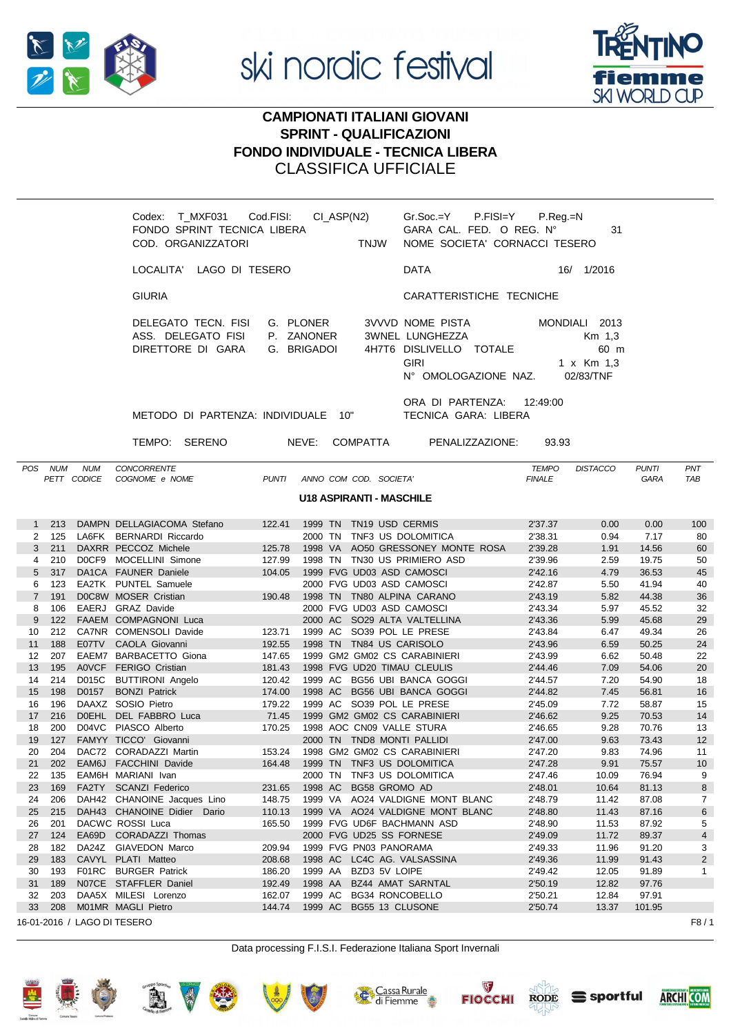# CAMPIONATI ITALIANI GIOVANI
## SPRINT - QUALIFICAZIONI
## FONDO INDIVIDUALE - TECNICA LIBERA
## CLASSIFICA UFFICIALE

Codex: T_MXF031 Cod.FISI: CI_ASP(N2) Gr.Soc.=Y P.FISI=Y P.Reg.=N
FONDO SPRINT TECNICA LIBERA GARA CAL. FED. O REG. N° 31
COD. ORGANIZZATORI TNJW NOME SOCIETA' CORNACCI TESERO

LOCALITA' LAGO DI TESERO DATA 16/ 1/2016

GIURIA CARATTERISTICHE TECNICHE

DELEGATO TECN. FISI G. PLONER 3VVVD NOME PISTA MONDIALI 2013
ASS. DELEGATO FISI P. ZANONER 3WNEL LUNGHEZZA Km 1,3
DIRETTORE DI GARA G. BRIGADOI 4H7T6 DISLIVELLO TOTALE 60 m
GIRI 1 x Km 1,3
N° OMOLOGAZIONE NAZ. 02/83/TNF

ORA DI PARTENZA: 12:49:00
METODO DI PARTENZA: INDIVIDUALE 10" TECNICA GARA: LIBERA

TEMPO: SERENO NEVE: COMPATTA PENALIZZAZIONE: 93.93

### U18 ASPIRANTI - MASCHILE

| POS | NUM PETT | NUM CODICE | CONCORRENTE COGNOME e NOME | PUNTI | ANNO | COM | COD. | SOCIETA' | TEMPO FINALE | DISTACCO | PUNTI GARA | PNT TAB |
|---|---|---|---|---|---|---|---|---|---|---|---|---|
| 1 | 213 | DAMPN | DELLAGIACOMA Stefano | 122.41 | 1999 | TN | TN19 | USD CERMIS | 2'37.37 | 0.00 | 0.00 | 100 |
| 2 | 125 | LA6FK | BERNARDI Riccardo | | 2000 | TN | TNF3 | US DOLOMITICA | 2'38.31 | 0.94 | 7.17 | 80 |
| 3 | 211 | DAXRR | PECCOZ Michele | 125.78 | 1998 | VA | AO50 | GRESSONEY MONTE ROSA | 2'39.28 | 1.91 | 14.56 | 60 |
| 4 | 210 | D0CF9 | MOCELLINI Simone | 127.99 | 1998 | TN | TN30 | US PRIMIERO ASD | 2'39.96 | 2.59 | 19.75 | 50 |
| 5 | 317 | DA1CA | FAUNER Daniele | 104.05 | 1999 | FVG | UD03 | ASD CAMOSCI | 2'42.16 | 4.79 | 36.53 | 45 |
| 6 | 123 | EA2TK | PUNTEL Samuele | | 2000 | FVG | UD03 | ASD CAMOSCI | 2'42.87 | 5.50 | 41.94 | 40 |
| 7 | 191 | D0C8W | MOSER Cristian | 190.48 | 1998 | TN | TN80 | ALPINA CARANO | 2'43.19 | 5.82 | 44.38 | 36 |
| 8 | 106 | EAERJ | GRAZ Davide | | 2000 | FVG | UD03 | ASD CAMOSCI | 2'43.34 | 5.97 | 45.52 | 32 |
| 9 | 122 | FAAEM | COMPAGNONI Luca | | 2000 | AC | SO29 | ALTA VALTELLINA | 2'43.36 | 5.99 | 45.68 | 29 |
| 10 | 212 | CA7NR | COMENSOLI Davide | 123.71 | 1999 | AC | SO39 | POL LE PRESE | 2'43.84 | 6.47 | 49.34 | 26 |
| 11 | 188 | E07TV | CAOLA Giovanni | 192.55 | 1998 | TN | TN84 | US CARISOLO | 2'43.96 | 6.59 | 50.25 | 24 |
| 12 | 207 | EAEM7 | BARBACETTO Giona | 147.65 | 1999 | GM2 | GM02 | CS CARABINIERI | 2'43.99 | 6.62 | 50.48 | 22 |
| 13 | 195 | A0VCF | FERIGO Cristian | 181.43 | 1998 | FVG | UD20 | TIMAU CLEULIS | 2'44.46 | 7.09 | 54.06 | 20 |
| 14 | 214 | D015C | BUTTIRONI Angelo | 120.42 | 1999 | AC | BG56 | UBI BANCA GOGGI | 2'44.57 | 7.20 | 54.90 | 18 |
| 15 | 198 | D0157 | BONZI Patrick | 174.00 | 1998 | AC | BG56 | UBI BANCA GOGGI | 2'44.82 | 7.45 | 56.81 | 16 |
| 16 | 196 | DAAXZ | SOSIO Pietro | 179.22 | 1999 | AC | SO39 | POL LE PRESE | 2'45.09 | 7.72 | 58.87 | 15 |
| 17 | 216 | D0EHL | DEL FABBRO Luca | 71.45 | 1999 | GM2 | GM02 | CS CARABINIERI | 2'46.62 | 9.25 | 70.53 | 14 |
| 18 | 200 | D04VC | PIASCO Alberto | 170.25 | 1998 | AOC | CN09 | VALLE STURA | 2'46.65 | 9.28 | 70.76 | 13 |
| 19 | 127 | FAMYY | TICCO' Giovanni | | 2000 | TN | TND8 | MONTI PALLIDI | 2'47.00 | 9.63 | 73.43 | 12 |
| 20 | 204 | DAC72 | CORADAZZI Martin | 153.24 | 1998 | GM2 | GM02 | CS CARABINIERI | 2'47.20 | 9.83 | 74.96 | 11 |
| 21 | 202 | EAM6J | FACCHINI Davide | 164.48 | 1999 | TN | TNF3 | US DOLOMITICA | 2'47.28 | 9.91 | 75.57 | 10 |
| 22 | 135 | EAM6H | MARIANI Ivan | | 2000 | TN | TNF3 | US DOLOMITICA | 2'47.46 | 10.09 | 76.94 | 9 |
| 23 | 169 | FA2TY | SCANZI Federico | 231.65 | 1998 | AC | BG58 | GROMO AD | 2'48.01 | 10.64 | 81.13 | 8 |
| 24 | 206 | DAH42 | CHANOINE Jacques Lino | 148.75 | 1999 | VA | AO24 | VALDIGNE MONT BLANC | 2'48.79 | 11.42 | 87.08 | 7 |
| 25 | 215 | DAH43 | CHANOINE Didier Dario | 110.13 | 1999 | VA | AO24 | VALDIGNE MONT BLANC | 2'48.80 | 11.43 | 87.16 | 6 |
| 26 | 201 | DACWC | ROSSI Luca | 165.50 | 1999 | FVG | UD6F | BACHMANN ASD | 2'48.90 | 11.53 | 87.92 | 5 |
| 27 | 124 | EA69D | CORADAZZI Thomas | | 2000 | FVG | UD25 | SS FORNESE | 2'49.09 | 11.72 | 89.37 | 4 |
| 28 | 182 | DA24Z | GIAVEDON Marco | 209.94 | 1999 | FVG | PN03 | PANORAMA | 2'49.33 | 11.96 | 91.20 | 3 |
| 29 | 183 | CAVYL | PLATI Matteo | 208.68 | 1998 | AC | LC4C | AG. VALSASSINA | 2'49.36 | 11.99 | 91.43 | 2 |
| 30 | 193 | F01RC | BURGER Patrick | 186.20 | 1999 | AA | BZD3 | 5V LOIPE | 2'49.42 | 12.05 | 91.89 | 1 |
| 31 | 189 | N07CE | STAFFLER Daniel | 192.49 | 1998 | AA | BZ44 | AMAT SARNTAL | 2'50.19 | 12.82 | 97.76 | |
| 32 | 203 | DAA5X | MILESI Lorenzo | 162.07 | 1999 | AC | BG34 | RONCOBELLO | 2'50.21 | 12.84 | 97.91 | |
| 33 | 208 | M01MR | MAGLI Pietro | 144.74 | 1999 | AC | BG55 | 13 CLUSONE | 2'50.74 | 13.37 | 101.95 | |

16-01-2016 / LAGO DI TESERO F8 / 1

Data processing F.I.S.I. Federazione Italiana Sport Invernali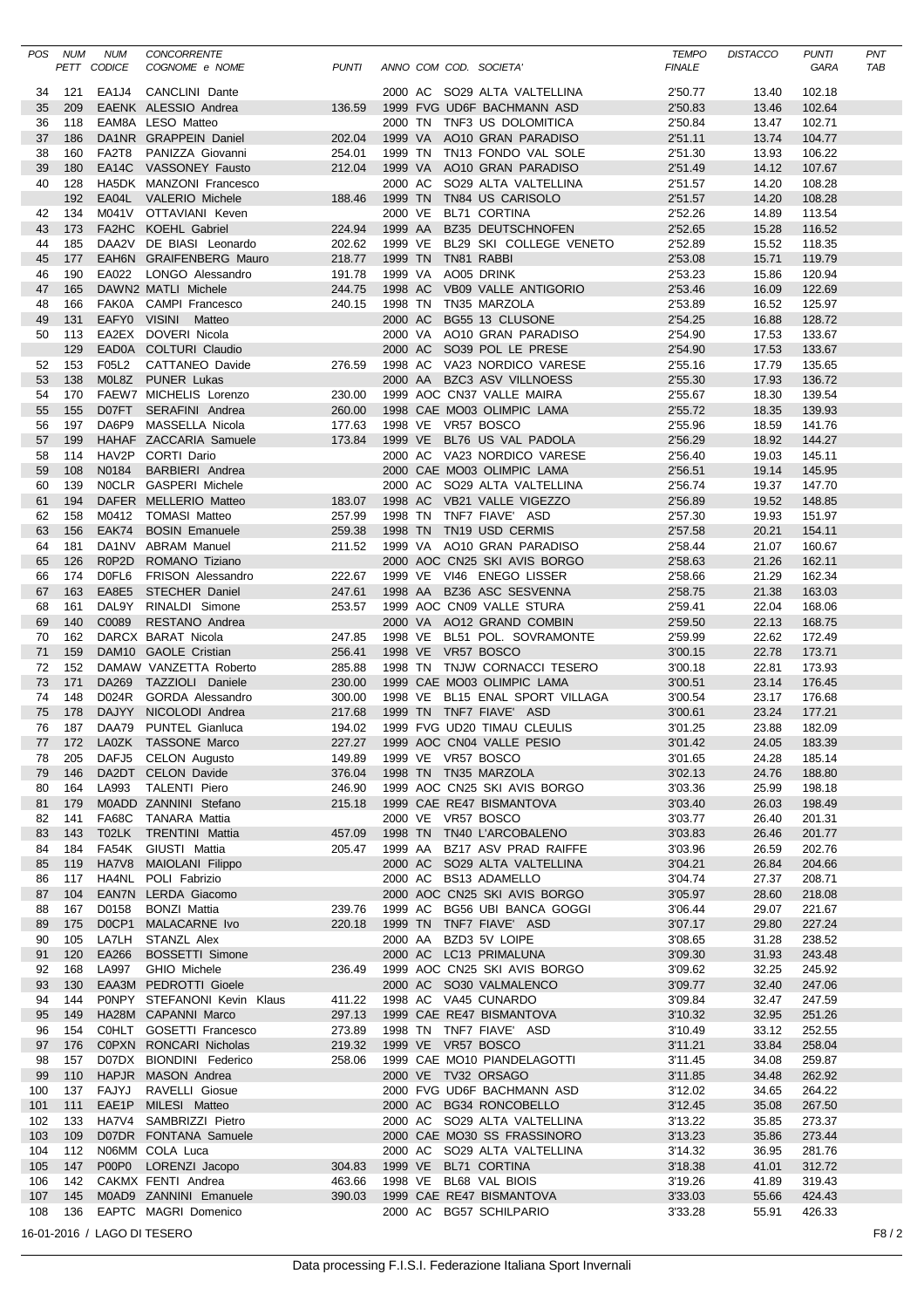| POS | NUM PETT | NUM CODICE | CONCORRENTE COGNOME e NOME | PUNTI | ANNO | COM | COD. SOCIETA' | TEMPO FINALE | DISTACCO | PUNTI GARA | PNT TAB |
|---|---|---|---|---|---|---|---|---|---|---|---|
| 34 | 121 | EA1J4 | CANCLINI Dante | | 2000 | AC | SO29 ALTA VALTELLINA | 2'50.77 | 13.40 | 102.18 | |
| 35 | 209 | EAENK | ALESSIO Andrea | 136.59 | 1999 | FVG | UD6F BACHMANN ASD | 2'50.83 | 13.46 | 102.64 | |
| 36 | 118 | EAM8A | LESO Matteo | | 2000 | TN | TNF3 US DOLOMITICA | 2'50.84 | 13.47 | 102.71 | |
| 37 | 186 | DA1NR | GRAPPEIN Daniel | 202.04 | 1999 | VA | AO10 GRAN PARADISO | 2'51.11 | 13.74 | 104.77 | |
| 38 | 160 | FA2T8 | PANIZZA Giovanni | 254.01 | 1999 | TN | TN13 FONDO VAL SOLE | 2'51.30 | 13.93 | 106.22 | |
| 39 | 180 | EA14C | VASSONEY Fausto | 212.04 | 1999 | VA | AO10 GRAN PARADISO | 2'51.49 | 14.12 | 107.67 | |
| 40 | 128 | HA5DK | MANZONI Francesco | | 2000 | AC | SO29 ALTA VALTELLINA | 2'51.57 | 14.20 | 108.28 | |
| | 192 | EA04L | VALERIO Michele | 188.46 | 1999 | TN | TN84 US CARISOLO | 2'51.57 | 14.20 | 108.28 | |
| 42 | 134 | M041V | OTTAVIANI Keven | | 2000 | VE | BL71 CORTINA | 2'52.26 | 14.89 | 113.54 | |
| 43 | 173 | FA2HC | KOEHL Gabriel | 224.94 | 1999 | AA | BZ35 DEUTSCHNOFEN | 2'52.65 | 15.28 | 116.52 | |
| 44 | 185 | DAA2V | DE BIASI Leonardo | 202.62 | 1999 | VE | BL29 SKI COLLEGE VENETO | 2'52.89 | 15.52 | 118.35 | |
| 45 | 177 | EAH6N | GRAIFENBERG Mauro | 218.77 | 1999 | TN | TN81 RABBI | 2'53.08 | 15.71 | 119.79 | |
| 46 | 190 | EA022 | LONGO Alessandro | 191.78 | 1999 | VA | AO05 DRINK | 2'53.23 | 15.86 | 120.94 | |
| 47 | 165 | DAWN2 | MATLI Michele | 244.75 | 1998 | AC | VB09 VALLE ANTIGORIO | 2'53.46 | 16.09 | 122.69 | |
| 48 | 166 | FAK0A | CAMPI Francesco | 240.15 | 1998 | TN | TN35 MARZOLA | 2'53.89 | 16.52 | 125.97 | |
| 49 | 131 | EAFY0 | VISINI Matteo | | 2000 | AC | BG55 13 CLUSONE | 2'54.25 | 16.88 | 128.72 | |
| 50 | 113 | EA2EX | DOVERI Nicola | | 2000 | VA | AO10 GRAN PARADISO | 2'54.90 | 17.53 | 133.67 | |
| | 129 | EAD0A | COLTURI Claudio | | 2000 | AC | SO39 POL LE PRESE | 2'54.90 | 17.53 | 133.67 | |
| 52 | 153 | F05L2 | CATTANEO Davide | 276.59 | 1998 | AC | VA23 NORDICO VARESE | 2'55.16 | 17.79 | 135.65 | |
| 53 | 138 | M0L8Z | PUNER Lukas | | 2000 | AA | BZC3 ASV VILLNOESS | 2'55.30 | 17.93 | 136.72 | |
| 54 | 170 | FAEW7 | MICHELIS Lorenzo | 230.00 | 1999 | AOC | CN37 VALLE MAIRA | 2'55.67 | 18.30 | 139.54 | |
| 55 | 155 | D07FT | SERAFINI Andrea | 260.00 | 1998 | CAE | MO03 OLIMPIC LAMA | 2'55.72 | 18.35 | 139.93 | |
| 56 | 197 | DA6P9 | MASSELLA Nicola | 177.63 | 1998 | VE | VR57 BOSCO | 2'55.96 | 18.59 | 141.76 | |
| 57 | 199 | HAHAF | ZACCARIA Samuele | 173.84 | 1999 | VE | BL76 US VAL PADOLA | 2'56.29 | 18.92 | 144.27 | |
| 58 | 114 | HAV2P | CORTI Dario | | 2000 | AC | VA23 NORDICO VARESE | 2'56.40 | 19.03 | 145.11 | |
| 59 | 108 | N0184 | BARBIERI Andrea | | 2000 | CAE | MO03 OLIMPIC LAMA | 2'56.51 | 19.14 | 145.95 | |
| 60 | 139 | N0CLR | GASPERI Michele | | 2000 | AC | SO29 ALTA VALTELLINA | 2'56.74 | 19.37 | 147.70 | |
| 61 | 194 | DAFER | MELLERIO Matteo | 183.07 | 1998 | AC | VB21 VALLE VIGEZZO | 2'56.89 | 19.52 | 148.85 | |
| 62 | 158 | M0412 | TOMASI Matteo | 257.99 | 1998 | TN | TNF7 FIAVE' ASD | 2'57.30 | 19.93 | 151.97 | |
| 63 | 156 | EAK74 | BOSIN Emanuele | 259.38 | 1998 | TN | TN19 USD CERMIS | 2'57.58 | 20.21 | 154.11 | |
| 64 | 181 | DA1NV | ABRAM Manuel | 211.52 | 1999 | VA | AO10 GRAN PARADISO | 2'58.44 | 21.07 | 160.67 | |
| 65 | 126 | R0P2D | ROMANO Tiziano | | 2000 | AOC | CN25 SKI AVIS BORGO | 2'58.63 | 21.26 | 162.11 | |
| 66 | 174 | D0FL6 | FRISON Alessandro | 222.67 | 1999 | VE | VI46 ENEGO LISSER | 2'58.66 | 21.29 | 162.34 | |
| 67 | 163 | EA8E5 | STECHER Daniel | 247.61 | 1998 | AA | BZ36 ASC SESVENNA | 2'58.75 | 21.38 | 163.03 | |
| 68 | 161 | DAL9Y | RINALDI Simone | 253.57 | 1999 | AOC | CN09 VALLE STURA | 2'59.41 | 22.04 | 168.06 | |
| 69 | 140 | C0089 | RESTANO Andrea | | 2000 | VA | AO12 GRAND COMBIN | 2'59.50 | 22.13 | 168.75 | |
| 70 | 162 | DARCX | BARAT Nicola | 247.85 | 1998 | VE | BL51 POL. SOVRAMONTE | 2'59.99 | 22.62 | 172.49 | |
| 71 | 159 | DAM10 | GAOLE Cristian | 256.41 | 1998 | VE | VR57 BOSCO | 3'00.15 | 22.78 | 173.71 | |
| 72 | 152 | DAMAW | VANZETTA Roberto | 285.88 | 1998 | TN | TNJW CORNACCI TESERO | 3'00.18 | 22.81 | 173.93 | |
| 73 | 171 | DA269 | TAZZIOLI Daniele | 230.00 | 1999 | CAE | MO03 OLIMPIC LAMA | 3'00.51 | 23.14 | 176.45 | |
| 74 | 148 | D024R | GORDA Alessandro | 300.00 | 1998 | VE | BL15 ENAL SPORT VILLAGA | 3'00.54 | 23.17 | 176.68 | |
| 75 | 178 | DAJYY | NICOLODI Andrea | 217.68 | 1999 | TN | TNF7 FIAVE' ASD | 3'00.61 | 23.24 | 177.21 | |
| 76 | 187 | DAA79 | PUNTEL Gianluca | 194.02 | 1999 | FVG | UD20 TIMAU CLEULIS | 3'01.25 | 23.88 | 182.09 | |
| 77 | 172 | LA0ZK | TASSONE Marco | 227.27 | 1999 | AOC | CN04 VALLE PESIO | 3'01.42 | 24.05 | 183.39 | |
| 78 | 205 | DAFJ5 | CELON Augusto | 149.89 | 1999 | VE | VR57 BOSCO | 3'01.65 | 24.28 | 185.14 | |
| 79 | 146 | DA2DT | CELON Davide | 376.04 | 1998 | TN | TN35 MARZOLA | 3'02.13 | 24.76 | 188.80 | |
| 80 | 164 | LA993 | TALENTI Piero | 246.90 | 1999 | AOC | CN25 SKI AVIS BORGO | 3'03.36 | 25.99 | 198.18 | |
| 81 | 179 | M0ADD | ZANNINI Stefano | 215.18 | 1999 | CAE | RE47 BISMANTOVA | 3'03.40 | 26.03 | 198.49 | |
| 82 | 141 | FA68C | TANARA Mattia | | 2000 | VE | VR57 BOSCO | 3'03.77 | 26.40 | 201.31 | |
| 83 | 143 | T02LK | TRENTINI Mattia | 457.09 | 1998 | TN | TN40 L'ARCOBALENO | 3'03.83 | 26.46 | 201.77 | |
| 84 | 184 | FA54K | GIUSTI Mattia | 205.47 | 1999 | AA | BZ17 ASV PRAD RAIFFE | 3'03.96 | 26.59 | 202.76 | |
| 85 | 119 | HA7V8 | MAIOLANI Filippo | | 2000 | AC | SO29 ALTA VALTELLINA | 3'04.21 | 26.84 | 204.66 | |
| 86 | 117 | HA4NL | POLI Fabrizio | | 2000 | AC | BS13 ADAMELLO | 3'04.74 | 27.37 | 208.71 | |
| 87 | 104 | EAN7N | LERDA Giacomo | | 2000 | AOC | CN25 SKI AVIS BORGO | 3'05.97 | 28.60 | 218.08 | |
| 88 | 167 | D0158 | BONZI Mattia | 239.76 | 1999 | AC | BG56 UBI BANCA GOGGI | 3'06.44 | 29.07 | 221.67 | |
| 89 | 175 | D0CP1 | MALACARNE Ivo | 220.18 | 1999 | TN | TNF7 FIAVE' ASD | 3'07.17 | 29.80 | 227.24 | |
| 90 | 105 | LA7LH | STANZL Alex | | 2000 | AA | BZD3 5V LOIPE | 3'08.65 | 31.28 | 238.52 | |
| 91 | 120 | EA266 | BOSSETTI Simone | | 2000 | AC | LC13 PRIMALUNA | 3'09.30 | 31.93 | 243.48 | |
| 92 | 168 | LA997 | GHIO Michele | 236.49 | 1999 | AOC | CN25 SKI AVIS BORGO | 3'09.62 | 32.25 | 245.92 | |
| 93 | 130 | EAA3M | PEDROTTI Gioele | | 2000 | AC | SO30 VALMALENCO | 3'09.77 | 32.40 | 247.06 | |
| 94 | 144 | P0NPY | STEFANONI Kevin Klaus | 411.22 | 1998 | AC | VA45 CUNARDO | 3'09.84 | 32.47 | 247.59 | |
| 95 | 149 | HA28M | CAPANNI Marco | 297.13 | 1999 | CAE | RE47 BISMANTOVA | 3'10.32 | 32.95 | 251.26 | |
| 96 | 154 | C0HLT | GOSETTI Francesco | 273.89 | 1998 | TN | TNF7 FIAVE' ASD | 3'10.49 | 33.12 | 252.55 | |
| 97 | 176 | C0PXN | RONCARI Nicholas | 219.32 | 1999 | VE | VR57 BOSCO | 3'11.21 | 33.84 | 258.04 | |
| 98 | 157 | D07DX | BIONDINI Federico | 258.06 | 1999 | CAE | MO10 PIANDELAGOTTI | 3'11.45 | 34.08 | 259.87 | |
| 99 | 110 | HAPJR | MASON Andrea | | 2000 | VE | TV32 ORSAGO | 3'11.85 | 34.48 | 262.92 | |
| 100 | 137 | FAJYJ | RAVELLI Giosue | | 2000 | FVG | UD6F BACHMANN ASD | 3'12.02 | 34.65 | 264.22 | |
| 101 | 111 | EAE1P | MILESI Matteo | | 2000 | AC | BG34 RONCOBELLO | 3'12.45 | 35.08 | 267.50 | |
| 102 | 133 | HA7V4 | SAMBRIZZI Pietro | | 2000 | AC | SO29 ALTA VALTELLINA | 3'13.22 | 35.85 | 273.37 | |
| 103 | 109 | D07DR | FONTANA Samuele | | 2000 | CAE | MO30 SS FRASSINORO | 3'13.23 | 35.86 | 273.44 | |
| 104 | 112 | N06MM | COLA Luca | | 2000 | AC | SO29 ALTA VALTELLINA | 3'14.32 | 36.95 | 281.76 | |
| 105 | 147 | P00P0 | LORENZI Jacopo | 304.83 | 1999 | VE | BL71 CORTINA | 3'18.38 | 41.01 | 312.72 | |
| 106 | 142 | CAKMX | FENTI Andrea | 463.66 | 1998 | VE | BL68 VAL BIOIS | 3'19.26 | 41.89 | 319.43 | |
| 107 | 145 | M0AD9 | ZANNINI Emanuele | 390.03 | 1999 | CAE | RE47 BISMANTOVA | 3'33.03 | 55.66 | 424.43 | |
| 108 | 136 | EAPTC | MAGRI Domenico | | 2000 | AC | BG57 SCHILPARIO | 3'33.28 | 55.91 | 426.33 | |

16-01-2016 / LAGO DI TESERO

F8 / 2

Data processing F.I.S.I. Federazione Italiana Sport Invernali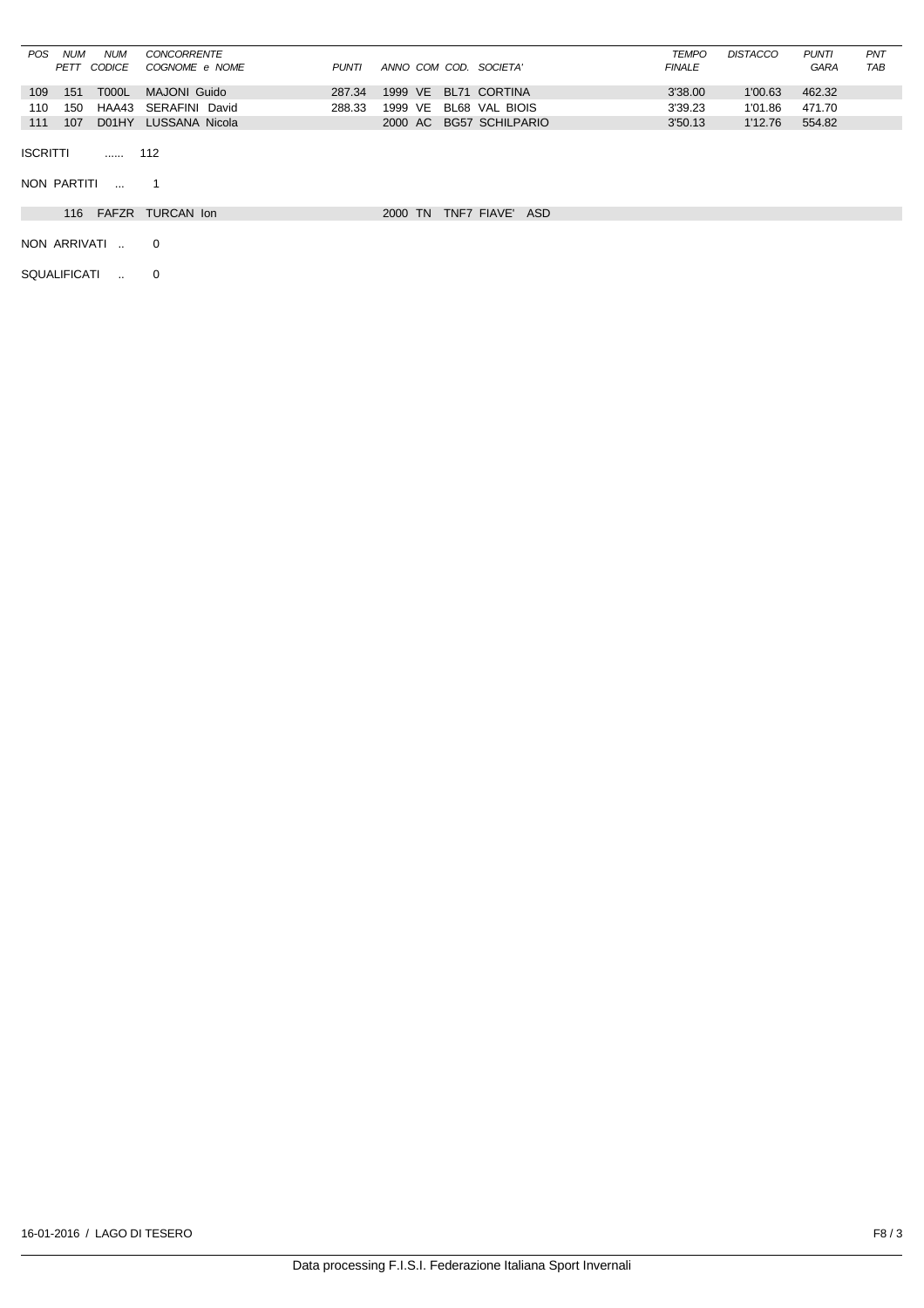| POS | NUM PETT | NUM CODICE | CONCORRENTE COGNOME e NOME | PUNTI | ANNO | COM | COD. | SOCIETA' | TEMPO FINALE | DISTACCO | PUNTI GARA | PNT TAB |
|---|---|---|---|---|---|---|---|---|---|---|---|---|
| 109 | 151 | T000L | MAJONI Guido | 287.34 | 1999 | VE | BL71 | CORTINA | 3'38.00 | 1'00.63 | 462.32 | |
| 110 | 150 | HAA43 | SERAFINI David | 288.33 | 1999 | VE | BL68 | VAL BIOIS | 3'39.23 | 1'01.86 | 471.70 | |
| 111 | 107 | D01HY | LUSSANA Nicola | | 2000 | AC | BG57 | SCHILPARIO | 3'50.13 | 1'12.76 | 554.82 | |

ISCRITTI ...... 112

NON PARTITI ... 1

| | NUM PETT | NUM CODICE | COGNOME e NOME | ANNO | COM | COD. | SOCIETA' |
|---|---|---|---|---|---|---|---|
| | 116 | FAFZR | TURCAN Ion | 2000 | TN | TNF7 | FIAVE' ASD |

NON ARRIVATI .. 0

SQUALIFICATI .. 0

16-01-2016 / LAGO DI TESERO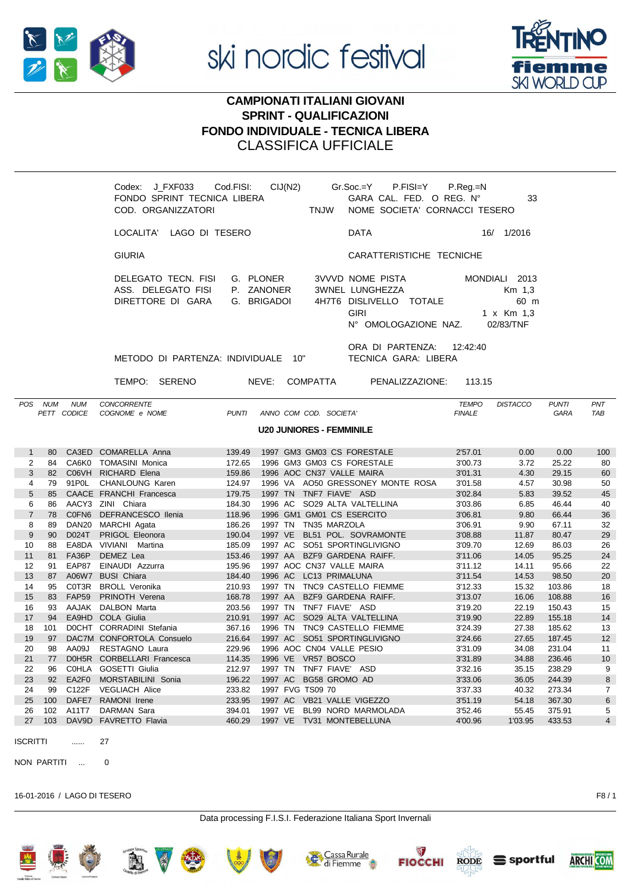# CAMPIONATI ITALIANI GIOVANI
## SPRINT - QUALIFICAZIONI
## FONDO INDIVIDUALE - TECNICA LIBERA
## CLASSIFICA UFFICIALE

Codex: J_FXF033 Cod.FISI: CIJ(N2) Gr.Soc.=Y P.FISI=Y P.Reg.=N
FONDO SPRINT TECNICA LIBERA GARA CAL. FED. O REG. N° 33
COD. ORGANIZZATORI TNJW NOME SOCIETA' CORNACCI TESERO

LOCALITA' LAGO DI TESERO DATA 16/ 1/2016

GIURIA CARATTERISTICHE TECNICHE

DELEGATO TECN. FISI G. PLONER 3VVVD NOME PISTA MONDIALI 2013
ASS. DELEGATO FISI P. ZANONER 3WNEL LUNGHEZZA Km 1,3
DIRETTORE DI GARA G. BRIGADOI 4H7T6 DISLIVELLO TOTALE 60 m
GIRI 1 x Km 1,3
N° OMOLOGAZIONE NAZ. 02/83/TNF

ORA DI PARTENZA: 12:42:40
METODO DI PARTENZA: INDIVIDUALE 10" TECNICA GARA: LIBERA

TEMPO: SERENO NEVE: COMPATTA PENALIZZAZIONE: 113.15

**U20 JUNIORES - FEMMINILE**

| POS | NUM PETT | NUM CODICE | CONCORRENTE COGNOME e NOME | PUNTI | ANNO | COM | COD. | SOCIETA' | TEMPO FINALE | DISTACCO | PUNTI GARA | PNT TAB |
|---|---|---|---|---|---|---|---|---|---|---|---|---|
| 1 | 80 | CA3ED | COMARELLA Anna | 139.49 | 1997 | GM3 | GM03 | CS FORESTALE | 2'57.01 | 0.00 | 0.00 | 100 |
| 2 | 84 | CA6K0 | TOMASINI Monica | 172.65 | 1996 | GM3 | GM03 | CS FORESTALE | 3'00.73 | 3.72 | 25.22 | 80 |
| 3 | 82 | C06VH | RICHARD Elena | 159.86 | 1996 | AOC | CN37 | VALLE MAIRA | 3'01.31 | 4.30 | 29.15 | 60 |
| 4 | 79 | 91P0L | CHANLOUNG Karen | 124.97 | 1996 | VA | AO50 | GRESSONEY MONTE ROSA | 3'01.58 | 4.57 | 30.98 | 50 |
| 5 | 85 | CAACE | FRANCHI Francesca | 179.75 | 1997 | TN | TNF7 | FIAVE' ASD | 3'02.84 | 5.83 | 39.52 | 45 |
| 6 | 86 | AACY3 | ZINI Chiara | 184.30 | 1996 | AC | SO29 | ALTA VALTELLINA | 3'03.86 | 6.85 | 46.44 | 40 |
| 7 | 78 | C0FN6 | DEFRANCESCO Ilenia | 118.96 | 1996 | GM1 | GM01 | CS ESERCITO | 3'06.81 | 9.80 | 66.44 | 36 |
| 8 | 89 | DAN20 | MARCHI Agata | 186.26 | 1997 | TN | TN35 | MARZOLA | 3'06.91 | 9.90 | 67.11 | 32 |
| 9 | 90 | D024T | PRIGOL Eleonora | 190.04 | 1997 | VE | BL51 | POL. SOVRAMONTE | 3'08.88 | 11.87 | 80.47 | 29 |
| 10 | 88 | EA8DA | VIVIANI Martina | 185.09 | 1997 | AC | SO51 | SPORTINGLIVIGNO | 3'09.70 | 12.69 | 86.03 | 26 |
| 11 | 81 | FA36P | DEMEZ Lea | 153.46 | 1997 | AA | BZF9 | GARDENA RAIFF. | 3'11.06 | 14.05 | 95.25 | 24 |
| 12 | 91 | EAP87 | EINAUDI Azzurra | 195.96 | 1997 | AOC | CN37 | VALLE MAIRA | 3'11.12 | 14.11 | 95.66 | 22 |
| 13 | 87 | A06W7 | BUSI Chiara | 184.40 | 1996 | AC | LC13 | PRIMALUNA | 3'11.54 | 14.53 | 98.50 | 20 |
| 14 | 95 | C0T3R | BROLL Veronika | 210.93 | 1997 | TN | TNC9 | CASTELLO FIEMME | 3'12.33 | 15.32 | 103.86 | 18 |
| 15 | 83 | FAP59 | PRINOTH Verena | 168.78 | 1997 | AA | BZF9 | GARDENA RAIFF. | 3'13.07 | 16.06 | 108.88 | 16 |
| 16 | 93 | AAJAK | DALBON Marta | 203.56 | 1997 | TN | TNF7 | FIAVE' ASD | 3'19.20 | 22.19 | 150.43 | 15 |
| 17 | 94 | EA9HD | COLA Giulia | 210.91 | 1997 | AC | SO29 | ALTA VALTELLINA | 3'19.90 | 22.89 | 155.18 | 14 |
| 18 | 101 | D0CHT | CORRADINI Stefania | 367.16 | 1996 | TN | TNC9 | CASTELLO FIEMME | 3'24.39 | 27.38 | 185.62 | 13 |
| 19 | 97 | DAC7M | CONFORTOLA Consuelo | 216.64 | 1997 | AC | SO51 | SPORTINGLIVIGNO | 3'24.66 | 27.65 | 187.45 | 12 |
| 20 | 98 | AA09J | RESTAGNO Laura | 229.96 | 1996 | AOC | CN04 | VALLE PESIO | 3'31.09 | 34.08 | 231.04 | 11 |
| 21 | 77 | D0H5R | CORBELLARI Francesca | 114.35 | 1996 | VE | VR57 | BOSCO | 3'31.89 | 34.88 | 236.46 | 10 |
| 22 | 96 | C0HLA | GOSETTI Giulia | 212.97 | 1997 | TN | TNF7 | FIAVE' ASD | 3'32.16 | 35.15 | 238.29 | 9 |
| 23 | 92 | EA2F0 | MORSTABILINI Sonia | 196.22 | 1997 | AC | BG58 | GROMO AD | 3'33.06 | 36.05 | 244.39 | 8 |
| 24 | 99 | C122F | VEGLIACH Alice | 233.82 | 1997 | FVG | TS09 | 70 | 3'37.33 | 40.32 | 273.34 | 7 |
| 25 | 100 | DAFE7 | RAMONI Irene | 233.95 | 1997 | AC | VB21 | VALLE VIGEZZO | 3'51.19 | 54.18 | 367.30 | 6 |
| 26 | 102 | A11T7 | DARMAN Sara | 394.01 | 1997 | VE | BL99 | NORD MARMOLADA | 3'52.46 | 55.45 | 375.91 | 5 |
| 27 | 103 | DAV9D | FAVRETTO Flavia | 460.29 | 1997 | VE | TV31 | MONTEBELLUNA | 4'00.96 | 1'03.95 | 433.53 | 4 |

ISCRITTI ...... 27

NON PARTITI ... 0

16-01-2016 / LAGO DI TESERO F8 / 1

Data processing F.I.S.I. Federazione Italiana Sport Invernali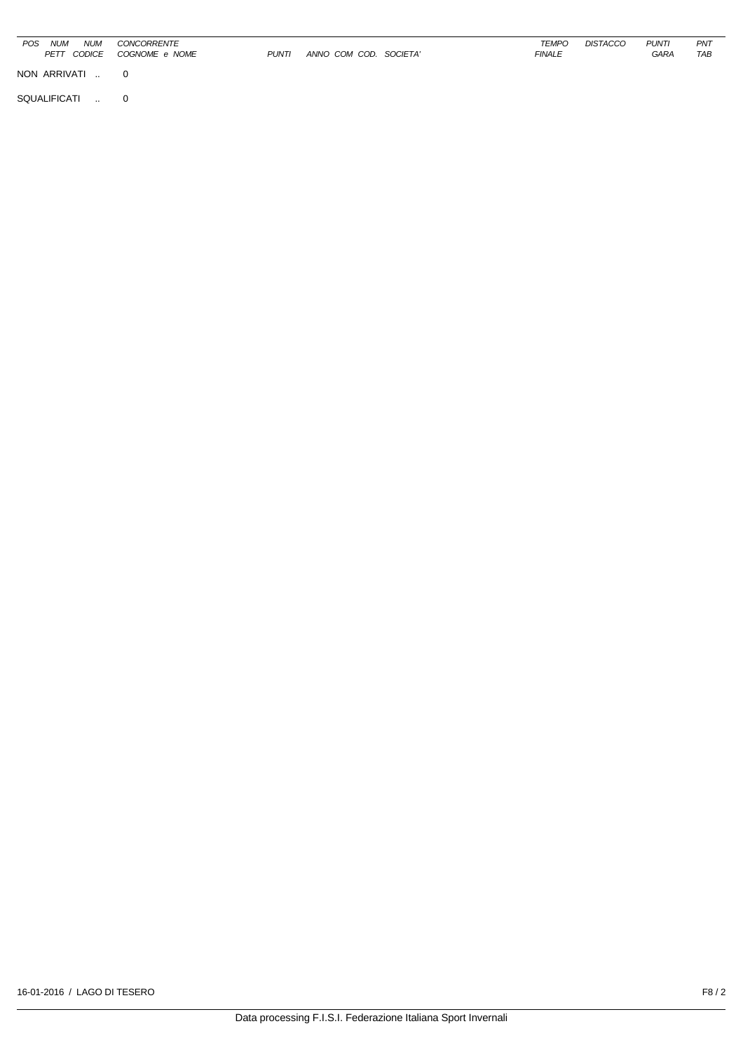| POS | NUM PETT | NUM CODICE | CONCORRENTE COGNOME e NOME | PUNTI | ANNO | COM | COD. | SOCIETA' | TEMPO FINALE | DISTACCO | PUNTI GARA | PNT TAB |
|---|---|---|---|---|---|---|---|---|---|---|---|---|

NON ARRIVATI .. 0

SQUALIFICATI .. 0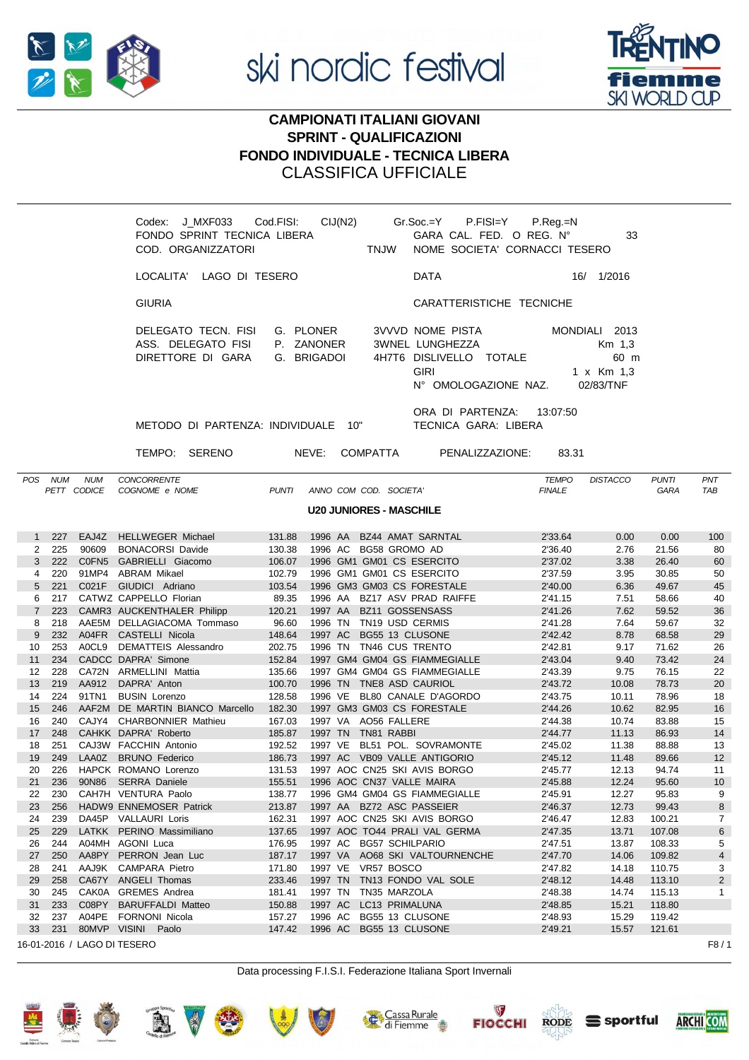ski nordic festival

# CAMPIONATI ITALIANI GIOVANI
## SPRINT - QUALIFICAZIONI
## FONDO INDIVIDUALE - TECNICA LIBERA
CLASSIFICA UFFICIALE

Codex: J_MXF033 Cod.FISI: CIJ(N2) Gr.Soc.=Y P.FISI=Y P.Reg.=N
FONDO SPRINT TECNICA LIBERA GARA CAL. FED. O REG. N° 33
COD. ORGANIZZATORI TNJW NOME SOCIETA' CORNACCI TESERO

LOCALITA' LAGO DI TESERO DATA 16/ 1/2016

GIURIA CARATTERISTICHE TECNICHE

DELEGATO TECN. FISI G. PLONER 3VVVD NOME PISTA MONDIALI 2013
ASS. DELEGATO FISI P. ZANONER 3WNEL LUNGHEZZA Km 1,3
DIRETTORE DI GARA G. BRIGADOI 4H7T6 DISLIVELLO TOTALE 60 m
GIRI 1 x Km 1,3
N° OMOLOGAZIONE NAZ. 02/83/TNF

ORA DI PARTENZA: 13:07:50
METODO DI PARTENZA: INDIVIDUALE 10" TECNICA GARA: LIBERA

TEMPO: SERENO NEVE: COMPATTA PENALIZZAZIONE: 83.31

### U20 JUNIORES - MASCHILE

| POS | NUM PETT | NUM CODICE | CONCORRENTE COGNOME e NOME | PUNTI | ANNO | COM | COD. SOCIETA' | TEMPO FINALE | DISTACCO | PUNTI GARA | PNT TAB |
|---|---|---|---|---|---|---|---|---|---|---|---|
| 1 | 227 | EAJ4Z | HELLWEGER Michael | 131.88 | 1996 | AA | BZ44 AMAT SARNTAL | 2'33.64 | 0.00 | 0.00 | 100 |
| 2 | 225 | 90609 | BONACORSI Davide | 130.38 | 1996 | AC | BG58 GROMO AD | 2'36.40 | 2.76 | 21.56 | 80 |
| 3 | 222 | C0FN5 | GABRIELLI Giacomo | 106.07 | 1996 | GM1 | GM01 CS ESERCITO | 2'37.02 | 3.38 | 26.40 | 60 |
| 4 | 220 | 91MP4 | ABRAM Mikael | 102.79 | 1996 | GM1 | GM01 CS ESERCITO | 2'37.59 | 3.95 | 30.85 | 50 |
| 5 | 221 | C021F | GIUDICI Adriano | 103.54 | 1996 | GM3 | GM03 CS FORESTALE | 2'40.00 | 6.36 | 49.67 | 45 |
| 6 | 217 | CATWZ | CAPPELLO Florian | 89.35 | 1996 | AA | BZ17 ASV PRAD RAIFFE | 2'41.15 | 7.51 | 58.66 | 40 |
| 7 | 223 | CAMR3 | AUCKENTHALER Philipp | 120.21 | 1997 | AA | BZ11 GOSSENSASS | 2'41.26 | 7.62 | 59.52 | 36 |
| 8 | 218 | AAE5M | DELLAGIACOMA Tommaso | 96.60 | 1996 | TN | TN19 USD CERMIS | 2'41.28 | 7.64 | 59.67 | 32 |
| 9 | 232 | A04FR | CASTELLI Nicola | 148.64 | 1997 | AC | BG55 13 CLUSONE | 2'42.42 | 8.78 | 68.58 | 29 |
| 10 | 253 | A0CL9 | DEMATTEIS Alessandro | 202.75 | 1996 | TN | TN46 CUS TRENTO | 2'42.81 | 9.17 | 71.62 | 26 |
| 11 | 234 | CADCC | DAPRA' Simone | 152.84 | 1997 | GM4 | GM04 GS FIAMMEGIALLE | 2'43.04 | 9.40 | 73.42 | 24 |
| 12 | 228 | CA72N | ARMELLINI Mattia | 135.66 | 1997 | GM4 | GM04 GS FIAMMEGIALLE | 2'43.39 | 9.75 | 76.15 | 22 |
| 13 | 219 | AA912 | DAPRA' Anton | 100.70 | 1996 | TN | TNE8 ASD CAURIOL | 2'43.72 | 10.08 | 78.73 | 20 |
| 14 | 224 | 91TN1 | BUSIN Lorenzo | 128.58 | 1996 | VE | BL80 CANALE D'AGORDO | 2'43.75 | 10.11 | 78.96 | 18 |
| 15 | 246 | AAF2M | DE MARTIN BIANCO Marcello | 182.30 | 1997 | GM3 | GM03 CS FORESTALE | 2'44.26 | 10.62 | 82.95 | 16 |
| 16 | 240 | CAJY4 | CHARBONNIER Mathieu | 167.03 | 1997 | VA | AO56 FALLERE | 2'44.38 | 10.74 | 83.88 | 15 |
| 17 | 248 | CAHKK | DAPRA' Roberto | 185.87 | 1997 | TN | TN81 RABBI | 2'44.77 | 11.13 | 86.93 | 14 |
| 18 | 251 | CAJ3W | FACCHIN Antonio | 192.52 | 1997 | VE | BL51 POL. SOVRAMONTE | 2'45.02 | 11.38 | 88.88 | 13 |
| 19 | 249 | LAA0Z | BRUNO Federico | 186.73 | 1997 | AC | VB09 VALLE ANTIGORIO | 2'45.12 | 11.48 | 89.66 | 12 |
| 20 | 226 | HAPCK | ROMANO Lorenzo | 131.53 | 1997 | AOC | CN25 SKI AVIS BORGO | 2'45.77 | 12.13 | 94.74 | 11 |
| 21 | 236 | 90N86 | SERRA Daniele | 155.51 | 1996 | AOC | CN37 VALLE MAIRA | 2'45.88 | 12.24 | 95.60 | 10 |
| 22 | 230 | CAH7H | VENTURA Paolo | 138.77 | 1996 | GM4 | GM04 GS FIAMMEGIALLE | 2'45.91 | 12.27 | 95.83 | 9 |
| 23 | 256 | HADW9 | ENNEMOSER Patrick | 213.87 | 1997 | AA | BZ72 ASC PASSEIER | 2'46.37 | 12.73 | 99.43 | 8 |
| 24 | 239 | DA45P | VALLAURI Loris | 162.31 | 1997 | AOC | CN25 SKI AVIS BORGO | 2'46.47 | 12.83 | 100.21 | 7 |
| 25 | 229 | LATKK | PERINO Massimiliano | 137.65 | 1997 | AOC | TO44 PRALI VAL GERMA | 2'47.35 | 13.71 | 107.08 | 6 |
| 26 | 244 | A04MH | AGONI Luca | 176.95 | 1997 | AC | BG57 SCHILPARIO | 2'47.51 | 13.87 | 108.33 | 5 |
| 27 | 250 | AA8PY | PERRON Jean Luc | 187.17 | 1997 | VA | AO68 SKI VALTOURNENCHE | 2'47.70 | 14.06 | 109.82 | 4 |
| 28 | 241 | AAJ9K | CAMPARA Pietro | 171.80 | 1997 | VE | VR57 BOSCO | 2'47.82 | 14.18 | 110.75 | 3 |
| 29 | 258 | CA67Y | ANGELI Thomas | 233.46 | 1997 | TN | TN13 FONDO VAL SOLE | 2'48.12 | 14.48 | 113.10 | 2 |
| 30 | 245 | CAK0A | GREMES Andrea | 181.41 | 1997 | TN | TN35 MARZOLA | 2'48.38 | 14.74 | 115.13 | 1 |
| 31 | 233 | C08PY | BARUFFALDI Matteo | 150.88 | 1997 | AC | LC13 PRIMALUNA | 2'48.85 | 15.21 | 118.80 | |
| 32 | 237 | A04PE | FORNONI Nicola | 157.27 | 1996 | AC | BG55 13 CLUSONE | 2'48.93 | 15.29 | 119.42 | |
| 33 | 231 | 80MVP | VISINI Paolo | 147.42 | 1996 | AC | BG55 13 CLUSONE | 2'49.21 | 15.57 | 121.61 | |

16-01-2016 / LAGO DI TESERO

Data processing F.I.S.I. Federazione Italiana Sport Invernali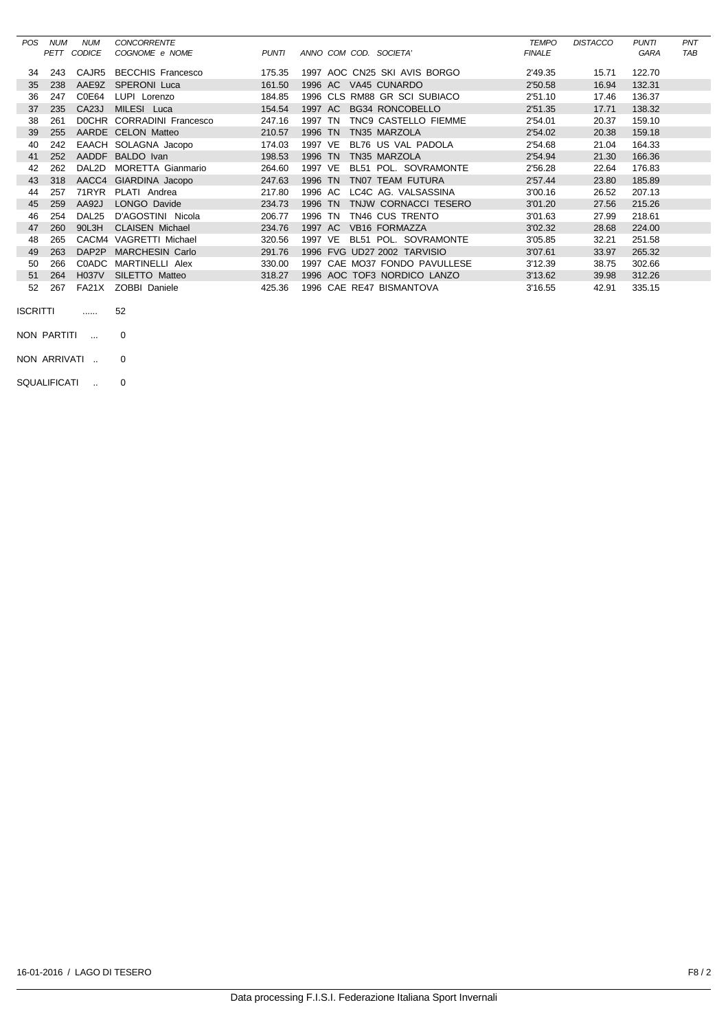| POS | NUM PETT | NUM CODICE | CONCORRENTE COGNOME e NOME | PUNTI | ANNO | COM | COD. SOCIETA' | TEMPO FINALE | DISTACCO | PUNTI GARA | PNT TAB |
|---|---|---|---|---|---|---|---|---|---|---|---|
| 34 | 243 | CAJR5 | BECCHIS Francesco | 175.35 | 1997 | AOC | CN25 SKI AVIS BORGO | 2'49.35 | 15.71 | 122.70 | |
| 35 | 238 | AAE9Z | SPERONI Luca | 161.50 | 1996 | AC | VA45 CUNARDO | 2'50.58 | 16.94 | 132.31 | |
| 36 | 247 | C0E64 | LUPI Lorenzo | 184.85 | 1996 | CLS | RM88 GR SCI SUBIACO | 2'51.10 | 17.46 | 136.37 | |
| 37 | 235 | CA23J | MILESI Luca | 154.54 | 1997 | AC | BG34 RONCOBELLO | 2'51.35 | 17.71 | 138.32 | |
| 38 | 261 | D0CHR | CORRADINI Francesco | 247.16 | 1997 | TN | TNC9 CASTELLO FIEMME | 2'54.01 | 20.37 | 159.10 | |
| 39 | 255 | AARDE | CELON Matteo | 210.57 | 1996 | TN | TN35 MARZOLA | 2'54.02 | 20.38 | 159.18 | |
| 40 | 242 | EAACH | SOLAGNA Jacopo | 174.03 | 1997 | VE | BL76 US VAL PADOLA | 2'54.68 | 21.04 | 164.33 | |
| 41 | 252 | AADDF | BALDO Ivan | 198.53 | 1996 | TN | TN35 MARZOLA | 2'54.94 | 21.30 | 166.36 | |
| 42 | 262 | DAL2D | MORETTA Gianmario | 264.60 | 1997 | VE | BL51 POL. SOVRAMONTE | 2'56.28 | 22.64 | 176.83 | |
| 43 | 318 | AACC4 | GIARDINA Jacopo | 247.63 | 1996 | TN | TN07 TEAM FUTURA | 2'57.44 | 23.80 | 185.89 | |
| 44 | 257 | 71RYR | PLATI Andrea | 217.80 | 1996 | AC | LC4C AG. VALSASSINA | 3'00.16 | 26.52 | 207.13 | |
| 45 | 259 | AA92J | LONGO Davide | 234.73 | 1996 | TN | TNJW CORNACCI TESERO | 3'01.20 | 27.56 | 215.26 | |
| 46 | 254 | DAL25 | D'AGOSTINI Nicola | 206.77 | 1996 | TN | TN46 CUS TRENTO | 3'01.63 | 27.99 | 218.61 | |
| 47 | 260 | 90L3H | CLAISEN Michael | 234.76 | 1997 | AC | VB16 FORMAZZA | 3'02.32 | 28.68 | 224.00 | |
| 48 | 265 | CACM4 | VAGRETTI Michael | 320.56 | 1997 | VE | BL51 POL. SOVRAMONTE | 3'05.85 | 32.21 | 251.58 | |
| 49 | 263 | DAP2P | MARCHESIN Carlo | 291.76 | 1996 | FVG | UD27 2002 TARVISIO | 3'07.61 | 33.97 | 265.32 | |
| 50 | 266 | C0ADC | MARTINELLI Alex | 330.00 | 1997 | CAE | MO37 FONDO PAVULLESE | 3'12.39 | 38.75 | 302.66 | |
| 51 | 264 | H037V | SILETTO Matteo | 318.27 | 1996 | AOC | TOF3 NORDICO LANZO | 3'13.62 | 39.98 | 312.26 | |
| 52 | 267 | FA21X | ZOBBI Daniele | 425.36 | 1996 | CAE | RE47 BISMANTOVA | 3'16.55 | 42.91 | 335.15 | |

ISCRITTI ...... 52

NON PARTITI ... 0

NON ARRIVATI .. 0

SQUALIFICATI .. 0

16-01-2016 / LAGO DI TESERO F8 / 2

Data processing F.I.S.I. Federazione Italiana Sport Invernali